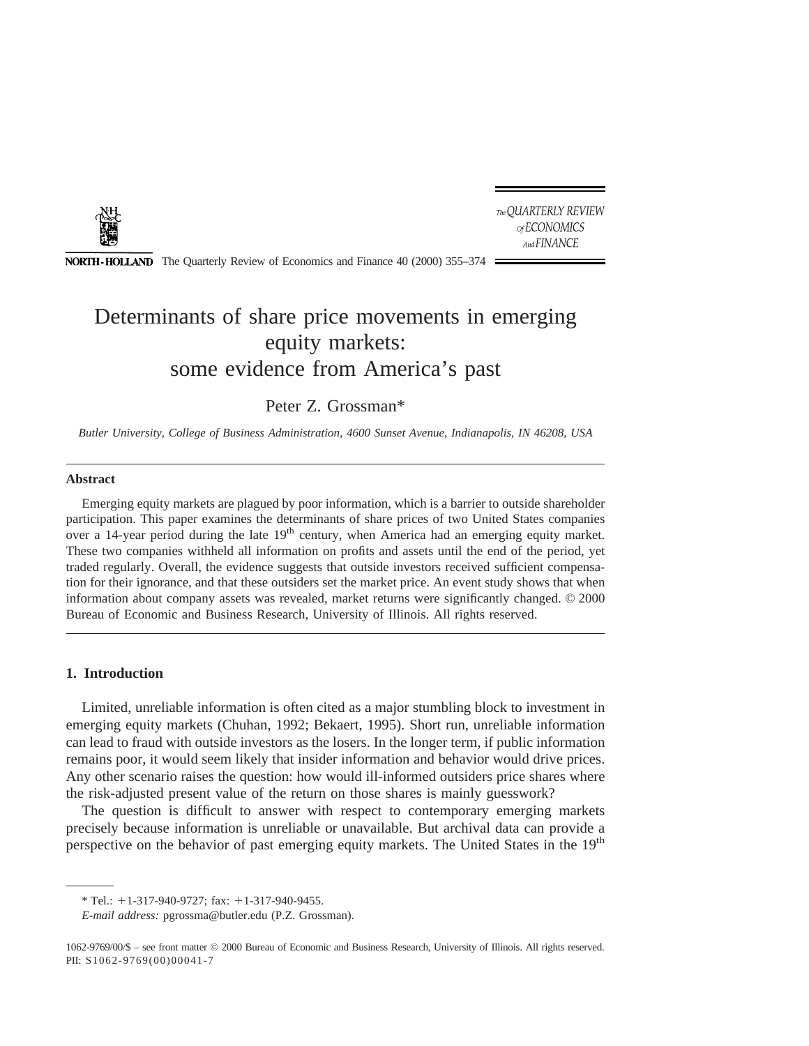# Determinants of share price movements in emerging equity markets: some evidence from America's past

Peter Z. Grossman*

*Butler University, College of Business Administration, 4600 Sunset Avenue, Indianapolis, IN 46208, USA*

---

### Abstract

Emerging equity markets are plagued by poor information, which is a barrier to outside shareholder participation. This paper examines the determinants of share prices of two United States companies over a 14-year period during the late 19th century, when America had an emerging equity market. These two companies withheld all information on profits and assets until the end of the period, yet traded regularly. Overall, the evidence suggests that outside investors received sufficient compensation for their ignorance, and that these outsiders set the market price. An event study shows that when information about company assets was revealed, market returns were significantly changed. © 2000 Bureau of Economic and Business Research, University of Illinois. All rights reserved.

---

## 1. Introduction

Limited, unreliable information is often cited as a major stumbling block to investment in emerging equity markets (Chuhan, 1992; Bekaert, 1995). Short run, unreliable information can lead to fraud with outside investors as the losers. In the longer term, if public information remains poor, it would seem likely that insider information and behavior would drive prices. Any other scenario raises the question: how would ill-informed outsiders price shares where the risk-adjusted present value of the return on those shares is mainly guesswork?

The question is difficult to answer with respect to contemporary emerging markets precisely because information is unreliable or unavailable. But archival data can provide a perspective on the behavior of past emerging equity markets. The United States in the 19th

---

* Tel.: +1-317-940-9727; fax: +1-317-940-9455.

*E-mail address:* pgrossma@butler.edu (P.Z. Grossman).

1062-9769/00/$ – see front matter © 2000 Bureau of Economic and Business Research, University of Illinois. All rights reserved.
PII: S1062-9769(00)00041-7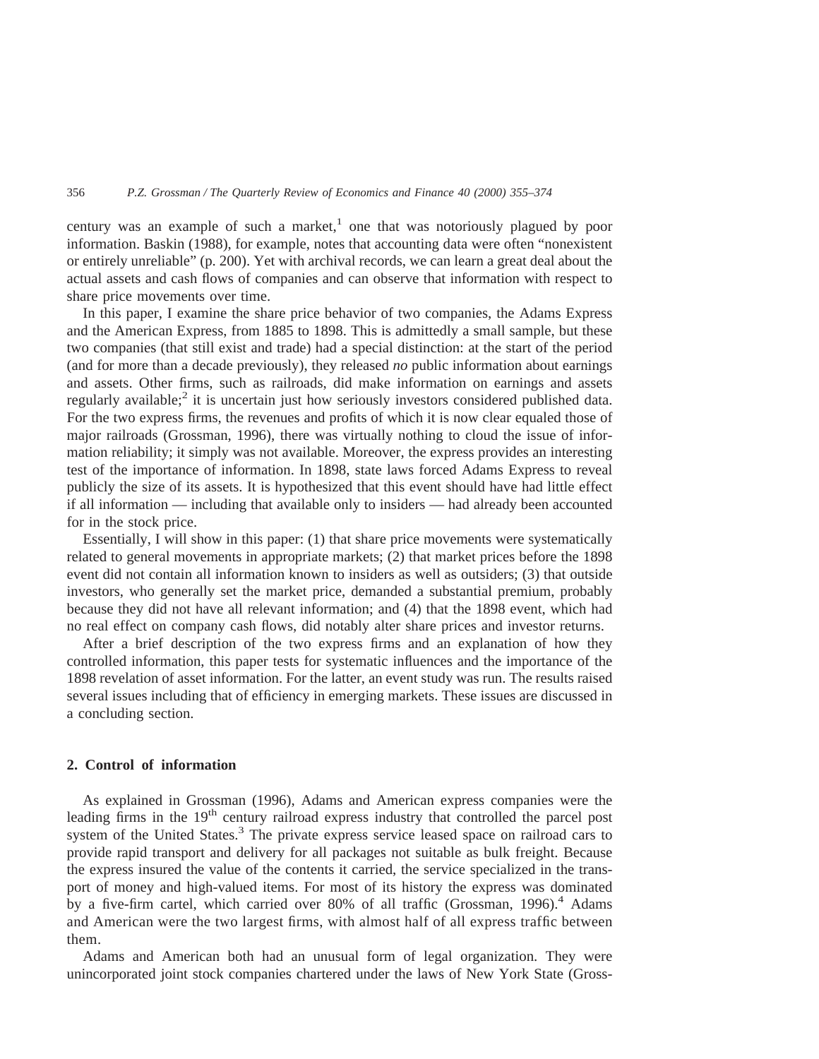century was an example of such a market,[1] one that was notoriously plagued by poor information. Baskin (1988), for example, notes that accounting data were often "nonexistent or entirely unreliable" (p. 200). Yet with archival records, we can learn a great deal about the actual assets and cash flows of companies and can observe that information with respect to share price movements over time.

In this paper, I examine the share price behavior of two companies, the Adams Express and the American Express, from 1885 to 1898. This is admittedly a small sample, but these two companies (that still exist and trade) had a special distinction: at the start of the period (and for more than a decade previously), they released *no* public information about earnings and assets. Other firms, such as railroads, did make information on earnings and assets regularly available;[2] it is uncertain just how seriously investors considered published data. For the two express firms, the revenues and profits of which it is now clear equaled those of major railroads (Grossman, 1996), there was virtually nothing to cloud the issue of information reliability; it simply was not available. Moreover, the express provides an interesting test of the importance of information. In 1898, state laws forced Adams Express to reveal publicly the size of its assets. It is hypothesized that this event should have had little effect if all information — including that available only to insiders — had already been accounted for in the stock price.

Essentially, I will show in this paper: (1) that share price movements were systematically related to general movements in appropriate markets; (2) that market prices before the 1898 event did not contain all information known to insiders as well as outsiders; (3) that outside investors, who generally set the market price, demanded a substantial premium, probably because they did not have all relevant information; and (4) that the 1898 event, which had no real effect on company cash flows, did notably alter share prices and investor returns.

After a brief description of the two express firms and an explanation of how they controlled information, this paper tests for systematic influences and the importance of the 1898 revelation of asset information. For the latter, an event study was run. The results raised several issues including that of efficiency in emerging markets. These issues are discussed in a concluding section.

## 2. Control of information

As explained in Grossman (1996), Adams and American express companies were the leading firms in the 19th century railroad express industry that controlled the parcel post system of the United States.[3] The private express service leased space on railroad cars to provide rapid transport and delivery for all packages not suitable as bulk freight. Because the express insured the value of the contents it carried, the service specialized in the transport of money and high-valued items. For most of its history the express was dominated by a five-firm cartel, which carried over 80% of all traffic (Grossman, 1996).[4] Adams and American were the two largest firms, with almost half of all express traffic between them.

Adams and American both had an unusual form of legal organization. They were unincorporated joint stock companies chartered under the laws of New York State (Gross-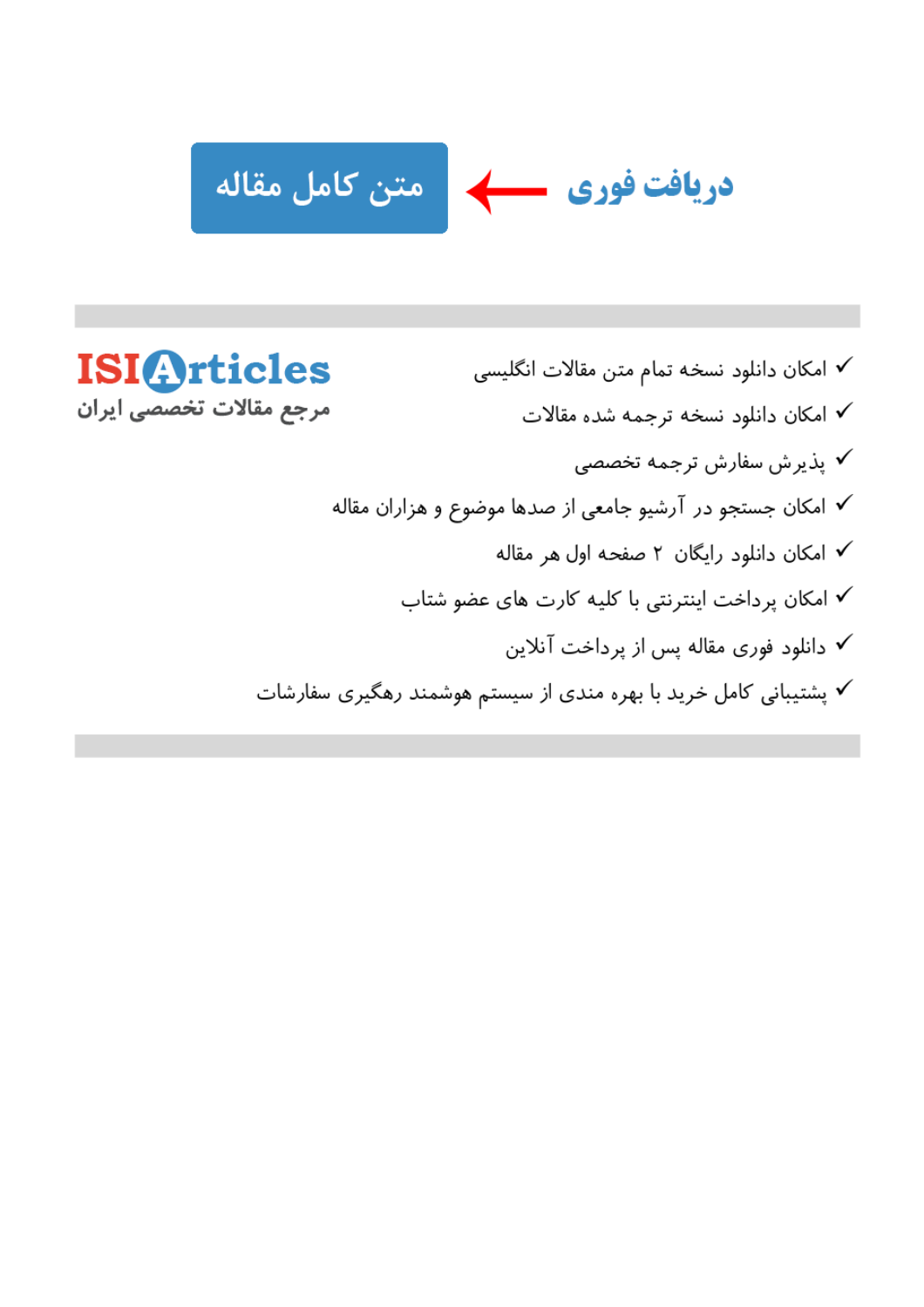دریافت فوری ← متن کامل مقاله

**ISIArticles**
مرجع مقالات تخصصی ایران

- ✓ امکان دانلود نسخه تمام متن مقالات انگلیسی
- ✓ امکان دانلود نسخه ترجمه شده مقالات
- ✓ پذیرش سفارش ترجمه تخصصی
- ✓ امکان جستجو در آرشیو جامعی از صدها موضوع و هزاران مقاله
- ✓ امکان دانلود رایگان ۲ صفحه اول هر مقاله
- ✓ امکان پرداخت اینترنتی با کلیه کارت های عضو شتاب
- ✓ دانلود فوری مقاله پس از پرداخت آنلاین
- ✓ پشتیبانی کامل خرید با بهره مندی از سیستم هوشمند رهگیری سفارشات